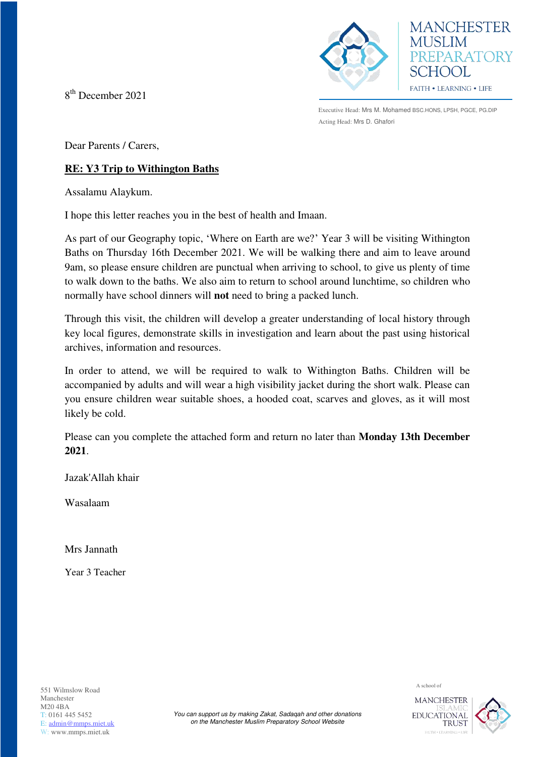MANCHESTER MUSLIM PREPARATORY SCHOOL

FAITH • LEARNING • LIFE

Executive Head: Mrs M. Mohamed BSC.HONS, LPSH, PGCE, PG.DIP
Acting Head: Mrs D. Ghafori

8th December 2021

Dear Parents / Carers,

**RE: Y3 Trip to Withington Baths**

Assalamu Alaykum.

I hope this letter reaches you in the best of health and Imaan.

As part of our Geography topic, 'Where on Earth are we?' Year 3 will be visiting Withington Baths on Thursday 16th December 2021. We will be walking there and aim to leave around 9am, so please ensure children are punctual when arriving to school, to give us plenty of time to walk down to the baths. We also aim to return to school around lunchtime, so children who normally have school dinners will **not** need to bring a packed lunch.

Through this visit, the children will develop a greater understanding of local history through key local figures, demonstrate skills in investigation and learn about the past using historical archives, information and resources.

In order to attend, we will be required to walk to Withington Baths. Children will be accompanied by adults and will wear a high visibility jacket during the short walk. Please can you ensure children wear suitable shoes, a hooded coat, scarves and gloves, as it will most likely be cold.

Please can you complete the attached form and return no later than **Monday 13th December 2021**.

Jazak'Allah khair

Wasalaam

Mrs Jannath

Year 3 Teacher

551 Wilmslow Road
Manchester
M20 4BA
T: 0161 445 5452
E: admin@mmps.miet.uk
W: www.mmps.miet.uk

*You can support us by making Zakat, Sadaqah and other donations on the Manchester Muslim Preparatory School Website*

A school of MANCHESTER ISLAMIC EDUCATIONAL TRUST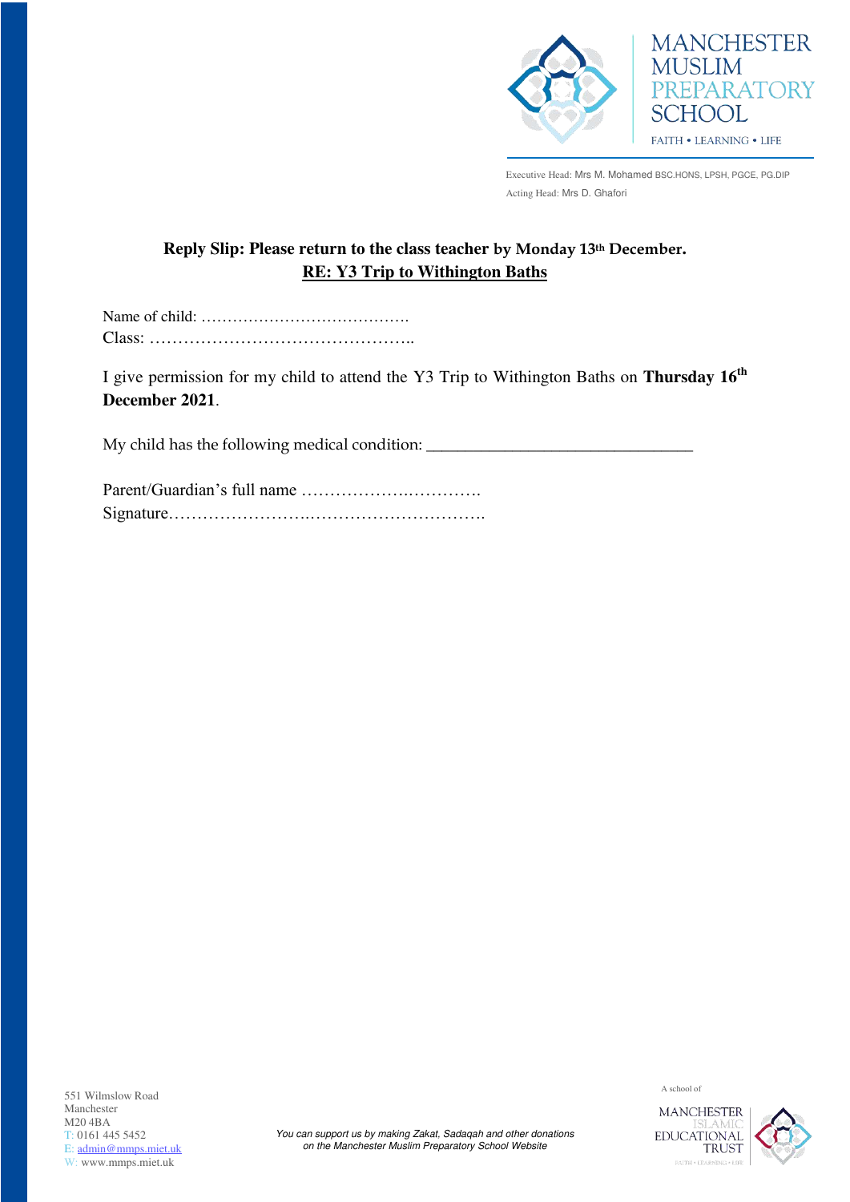MANCHESTER MUSLIM PREPARATORY SCHOOL

FAITH • LEARNING • LIFE

Executive Head: Mrs M. Mohamed BSC.HONS, LPSH, PGCE, PG.DIP

Acting Head: Mrs D. Ghafori

**Reply Slip: Please return to the class teacher by Monday 13th December.**

**RE: Y3 Trip to Withington Baths**

Name of child: ………………………………….

Class: ………………………………………..

I give permission for my child to attend the Y3 Trip to Withington Baths on **Thursday 16th December 2021**.

My child has the following medical condition: ______________________________

Parent/Guardian's full name ………………..………….

Signature……………………..………………………….

551 Wilmslow Road
Manchester
M20 4BA
T: 0161 445 5452
E: admin@mmps.miet.uk
W: www.mmps.miet.uk

*You can support us by making Zakat, Sadaqah and other donations on the Manchester Muslim Preparatory School Website*

A school of MANCHESTER ISLAMIC EDUCATIONAL TRUST

FAITH • LEARNING • LIFE